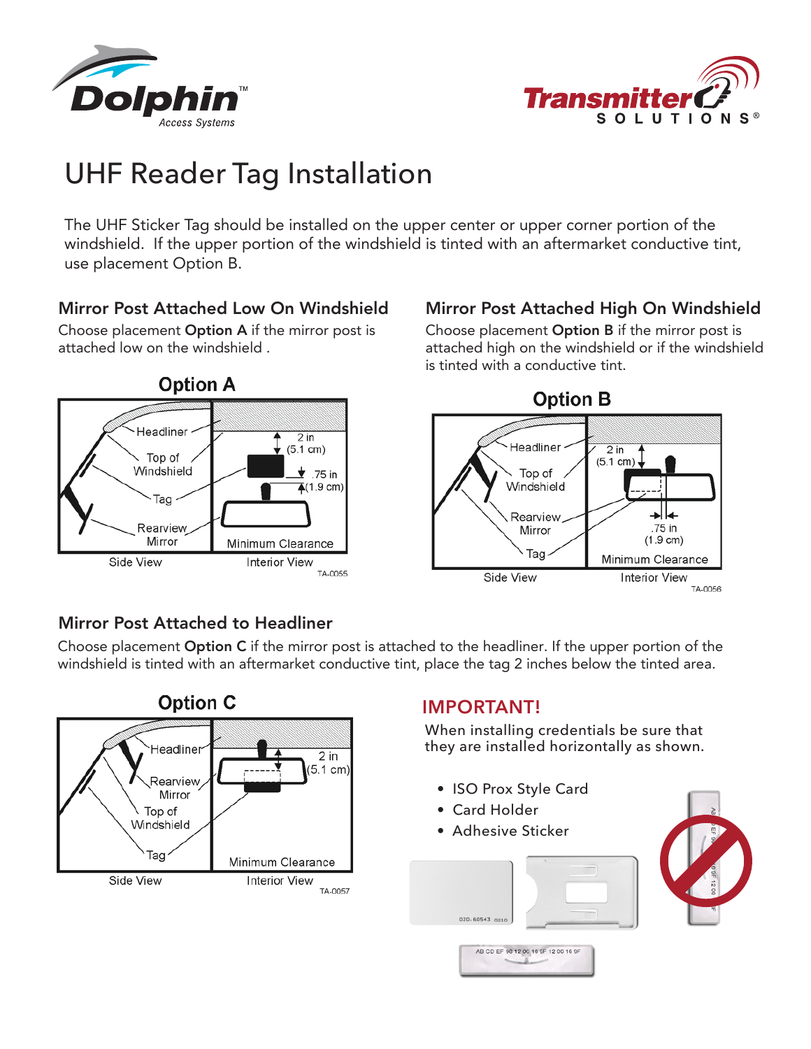# UHF Reader Tag Installation

The UHF Sticker Tag should be installed on the upper center or upper corner portion of the windshield. If the upper portion of the windshield is tinted with an aftermarket conductive tint, use placement Option B.

## Mirror Post Attached Low On Windshield

Choose placement **Option A** if the mirror post is attached low on the windshield .

### Option A

Headliner
Top of Windshield
Tag
Rearview Mirror
Side View

2 in (5.1 cm)
.75 in (1.9 cm)
Minimum Clearance
Interior View

TA-0055

## Mirror Post Attached High On Windshield

Choose placement **Option B** if the mirror post is attached high on the windshield or if the windshield is tinted with a conductive tint.

### Option B

Headliner
Top of Windshield
Rearview Mirror
Tag
Side View

2 in (5.1 cm)
.75 in (1.9 cm)
Minimum Clearance
Interior View

TA-0056

## Mirror Post Attached to Headliner

Choose placement **Option C** if the mirror post is attached to the headliner. If the upper portion of the windshield is tinted with an aftermarket conductive tint, place the tag 2 inches below the tinted area.

### Option C

Headliner
Rearview Mirror
Top of Windshield
Tag
Side View

2 in (5.1 cm)
Minimum Clearance
Interior View

TA-0057

## IMPORTANT!

When installing credentials be sure that they are installed horizontally as shown.

- ISO Prox Style Card
- Card Holder
- Adhesive Sticker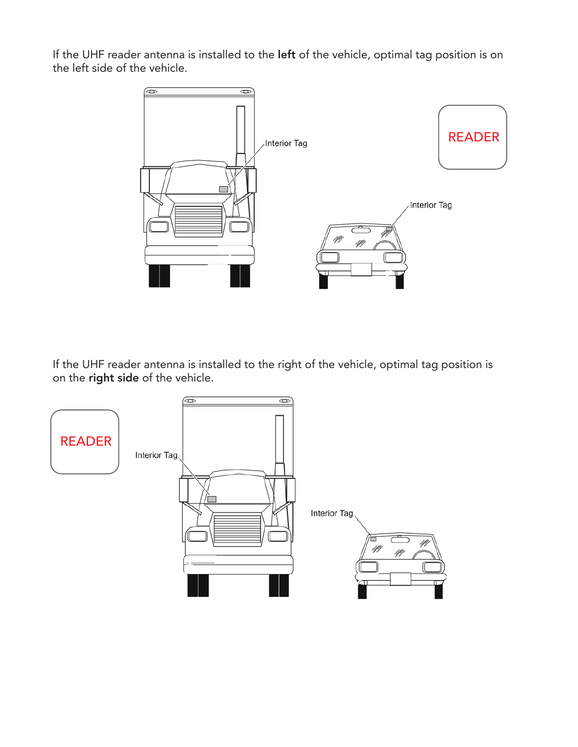If the UHF reader antenna is installed to the **left** of the vehicle, optimal tag position is on the left side of the vehicle.

If the UHF reader antenna is installed to the right of the vehicle, optimal tag position is on the **right side** of the vehicle.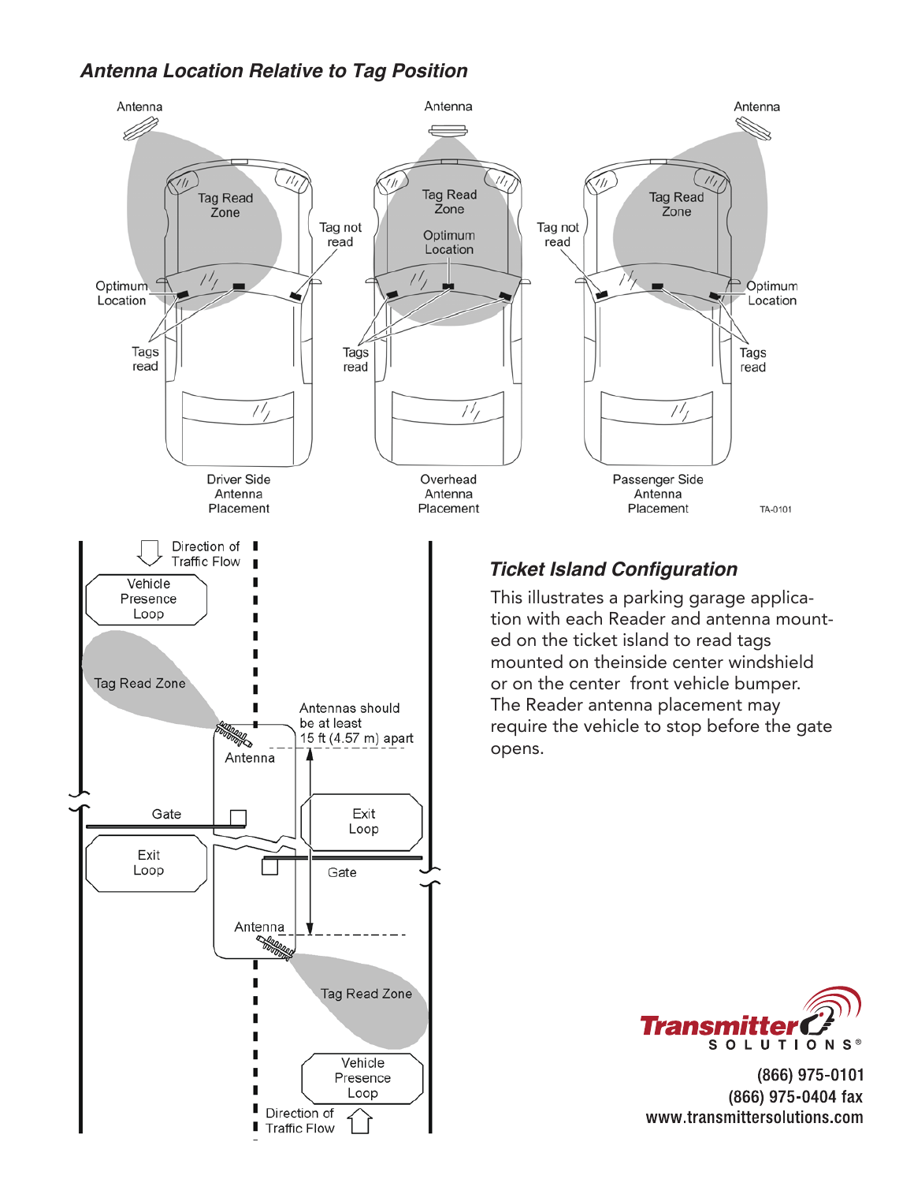### *Antenna Location Relative to Tag Position*

Antenna

Tag Read Zone

Optimum Location

Tags read

Tag not read

Driver Side Antenna Placement

Antenna

Tag Read Zone

Optimum Location

Tags read

Overhead Antenna Placement

Antenna

Tag not read

Tag Read Zone

Optimum Location

Tags read

Passenger Side Antenna Placement

TA-0101

Direction of Traffic Flow

Vehicle Presence Loop

Tag Read Zone

Antenna

Antennas should be at least 15 ft (4.57 m) apart

Gate

Exit Loop

Exit Loop

Gate

Antenna

Tag Read Zone

Vehicle Presence Loop

Direction of Traffic Flow

### *Ticket Island Configuration*

This illustrates a parking garage application with each Reader and antenna mounted on the ticket island to read tags mounted on theinside center windshield or on the center front vehicle bumper. The Reader antenna placement may require the vehicle to stop before the gate opens.

Transmitter SOLUTIONS®

(866) 975-0101
(866) 975-0404 fax
www.transmittersolutions.com